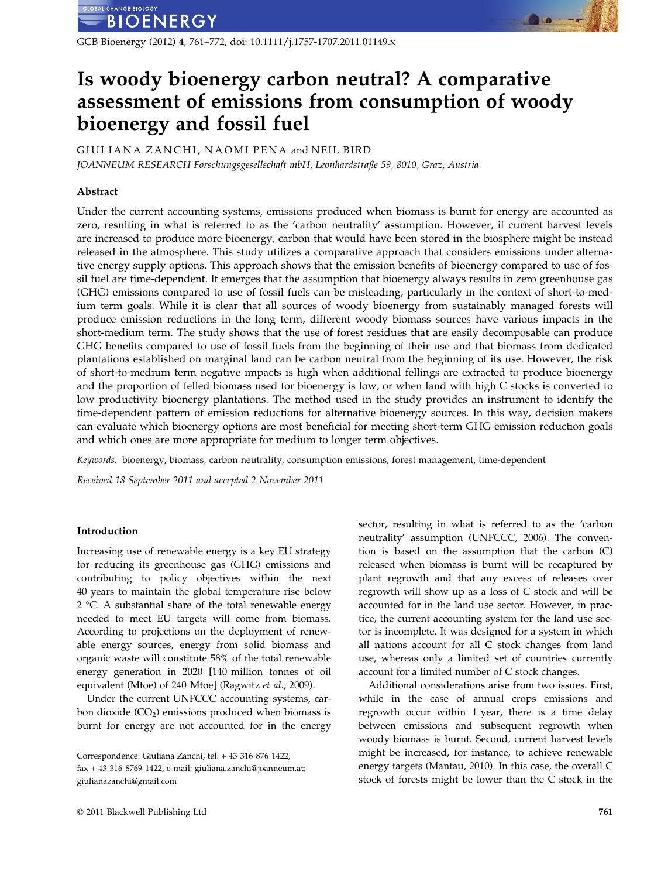# Is woody bioenergy carbon neutral? A comparative assessment of emissions from consumption of woody bioenergy and fossil fuel

GIULIANA ZANCHI, NAOMI PENA and NEIL BIRD

*JOANNEUM RESEARCH Forschungsgesellschaft mbH, Leonhardstraße 59, 8010, Graz, Austria*

## Abstract

Under the current accounting systems, emissions produced when biomass is burnt for energy are accounted as zero, resulting in what is referred to as the 'carbon neutrality' assumption. However, if current harvest levels are increased to produce more bioenergy, carbon that would have been stored in the biosphere might be instead released in the atmosphere. This study utilizes a comparative approach that considers emissions under alternative energy supply options. This approach shows that the emission benefits of bioenergy compared to use of fossil fuel are time-dependent. It emerges that the assumption that bioenergy always results in zero greenhouse gas (GHG) emissions compared to use of fossil fuels can be misleading, particularly in the context of short-to-medium term goals. While it is clear that all sources of woody bioenergy from sustainably managed forests will produce emission reductions in the long term, different woody biomass sources have various impacts in the short-medium term. The study shows that the use of forest residues that are easily decomposable can produce GHG benefits compared to use of fossil fuels from the beginning of their use and that biomass from dedicated plantations established on marginal land can be carbon neutral from the beginning of its use. However, the risk of short-to-medium term negative impacts is high when additional fellings are extracted to produce bioenergy and the proportion of felled biomass used for bioenergy is low, or when land with high C stocks is converted to low productivity bioenergy plantations. The method used in the study provides an instrument to identify the time-dependent pattern of emission reductions for alternative bioenergy sources. In this way, decision makers can evaluate which bioenergy options are most beneficial for meeting short-term GHG emission reduction goals and which ones are more appropriate for medium to longer term objectives.

*Keywords:* bioenergy, biomass, carbon neutrality, consumption emissions, forest management, time-dependent

*Received 18 September 2011 and accepted 2 November 2011*

## Introduction

Increasing use of renewable energy is a key EU strategy for reducing its greenhouse gas (GHG) emissions and contributing to policy objectives within the next 40 years to maintain the global temperature rise below 2 °C. A substantial share of the total renewable energy needed to meet EU targets will come from biomass. According to projections on the deployment of renewable energy sources, energy from solid biomass and organic waste will constitute 58% of the total renewable energy generation in 2020 [140 million tonnes of oil equivalent (Mtoe) of 240 Mtoe] (Ragwitz *et al.*, 2009).

Under the current UNFCCC accounting systems, carbon dioxide ($CO_2$) emissions produced when biomass is burnt for energy are not accounted for in the energy sector, resulting in what is referred to as the 'carbon neutrality' assumption (UNFCCC, 2006). The convention is based on the assumption that the carbon (C) released when biomass is burnt will be recaptured by plant regrowth and that any excess of releases over regrowth will show up as a loss of C stock and will be accounted for in the land use sector. However, in practice, the current accounting system for the land use sector is incomplete. It was designed for a system in which all nations account for all C stock changes from land use, whereas only a limited set of countries currently account for a limited number of C stock changes.

Additional considerations arise from two issues. First, while in the case of annual crops emissions and regrowth occur within 1 year, there is a time delay between emissions and subsequent regrowth when woody biomass is burnt. Second, current harvest levels might be increased, for instance, to achieve renewable energy targets (Mantau, 2010). In this case, the overall C stock of forests might be lower than the C stock in the

Correspondence: Giuliana Zanchi, tel. + 43 316 876 1422, fax + 43 316 8769 1422, e-mail: giuliana.zanchi@joanneum.at; giulianazanchi@gmail.com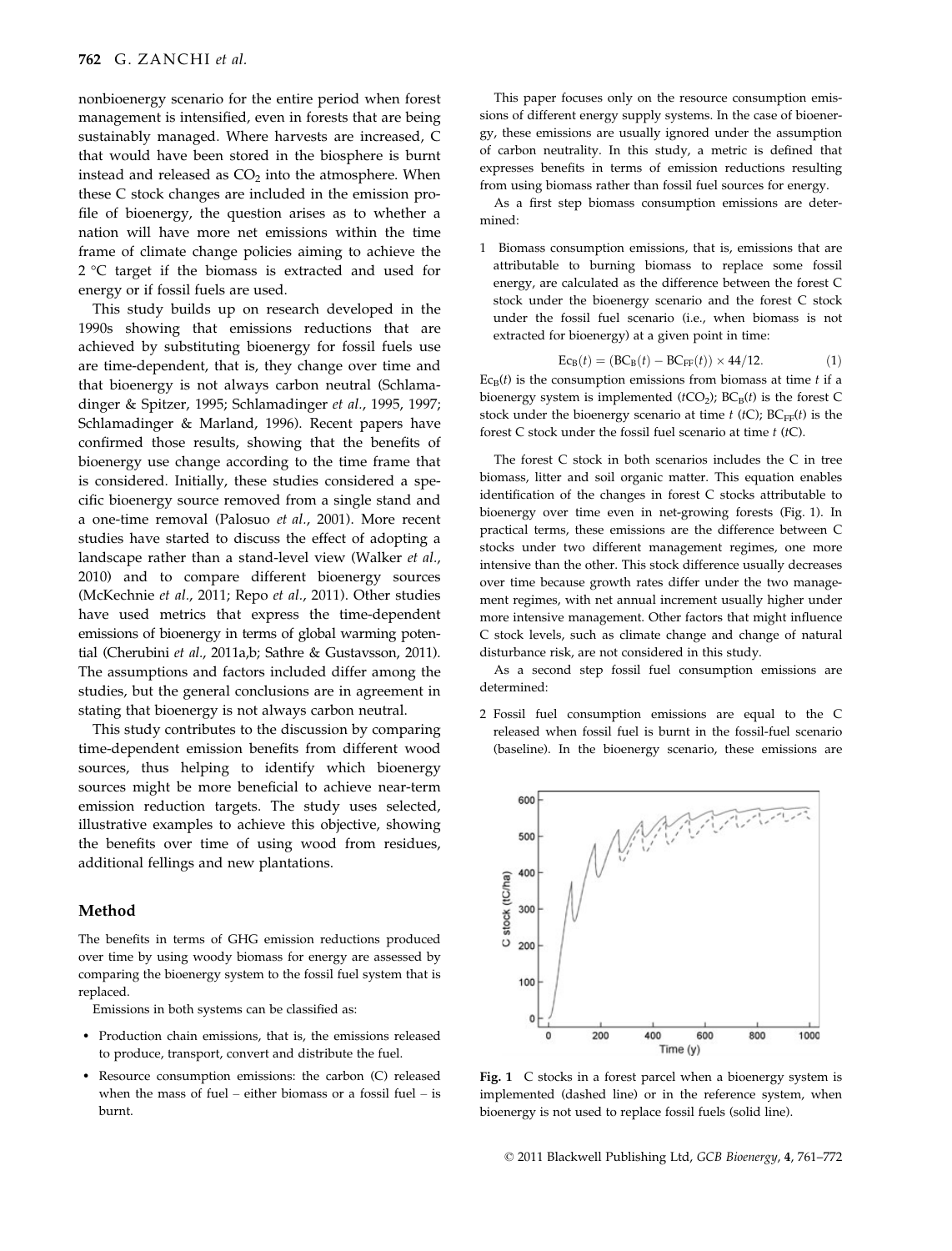nonbioenergy scenario for the entire period when forest management is intensified, even in forests that are being sustainably managed. Where harvests are increased, C that would have been stored in the biosphere is burnt instead and released as $CO_2$ into the atmosphere. When these C stock changes are included in the emission profile of bioenergy, the question arises as to whether a nation will have more net emissions within the time frame of climate change policies aiming to achieve the 2 °C target if the biomass is extracted and used for energy or if fossil fuels are used.

This study builds up on research developed in the 1990s showing that emissions reductions that are achieved by substituting bioenergy for fossil fuels use are time-dependent, that is, they change over time and that bioenergy is not always carbon neutral (Schlamadinger & Spitzer, 1995; Schlamadinger *et al.*, 1995, 1997; Schlamadinger & Marland, 1996). Recent papers have confirmed those results, showing that the benefits of bioenergy use change according to the time frame that is considered. Initially, these studies considered a specific bioenergy source removed from a single stand and a one-time removal (Palosuo *et al.*, 2001). More recent studies have started to discuss the effect of adopting a landscape rather than a stand-level view (Walker *et al.*, 2010) and to compare different bioenergy sources (McKechnie *et al.*, 2011; Repo *et al.*, 2011). Other studies have used metrics that express the time-dependent emissions of bioenergy in terms of global warming potential (Cherubini *et al.*, 2011a,b; Sathre & Gustavsson, 2011). The assumptions and factors included differ among the studies, but the general conclusions are in agreement in stating that bioenergy is not always carbon neutral.

This study contributes to the discussion by comparing time-dependent emission benefits from different wood sources, thus helping to identify which bioenergy sources might be more beneficial to achieve near-term emission reduction targets. The study uses selected, illustrative examples to achieve this objective, showing the benefits over time of using wood from residues, additional fellings and new plantations.

## Method

The benefits in terms of GHG emission reductions produced over time by using woody biomass for energy are assessed by comparing the bioenergy system to the fossil fuel system that is replaced.

Emissions in both systems can be classified as:

- Production chain emissions, that is, the emissions released to produce, transport, convert and distribute the fuel.
- Resource consumption emissions: the carbon (C) released when the mass of fuel – either biomass or a fossil fuel – is burnt.

This paper focuses only on the resource consumption emissions of different energy supply systems. In the case of bioenergy, these emissions are usually ignored under the assumption of carbon neutrality. In this study, a metric is defined that expresses benefits in terms of emission reductions resulting from using biomass rather than fossil fuel sources for energy.

As a first step biomass consumption emissions are determined:

1. Biomass consumption emissions, that is, emissions that are attributable to burning biomass to replace some fossil energy, are calculated as the difference between the forest C stock under the bioenergy scenario and the forest C stock under the fossil fuel scenario (i.e., when biomass is not extracted for bioenergy) at a given point in time:

$$\mathrm{Ec_B}(t) = (\mathrm{BC_B}(t) - \mathrm{BC_{FF}}(t)) \times 44/12. \qquad (1)$$

$\mathrm{Ec_B}(t)$ is the consumption emissions from biomass at time $t$ if a bioenergy system is implemented ($t\mathrm{CO_2}$); $\mathrm{BC_B}(t)$ is the forest C stock under the bioenergy scenario at time $t$ ($t$C); $\mathrm{BC_{FF}}(t)$ is the forest C stock under the fossil fuel scenario at time $t$ ($t$C).

The forest C stock in both scenarios includes the C in tree biomass, litter and soil organic matter. This equation enables identification of the changes in forest C stocks attributable to bioenergy over time even in net-growing forests (Fig. 1). In practical terms, these emissions are the difference between C stocks under two different management regimes, one more intensive than the other. This stock difference usually decreases over time because growth rates differ under the two management regimes, with net annual increment usually higher under more intensive management. Other factors that might influence C stock levels, such as climate change and change of natural disturbance risk, are not considered in this study.

As a second step fossil fuel consumption emissions are determined:

2. Fossil fuel consumption emissions are equal to the C released when fossil fuel is burnt in the fossil-fuel scenario (baseline). In the bioenergy scenario, these emissions are

**Fig. 1** C stocks in a forest parcel when a bioenergy system is implemented (dashed line) or in the reference system, when bioenergy is not used to replace fossil fuels (solid line).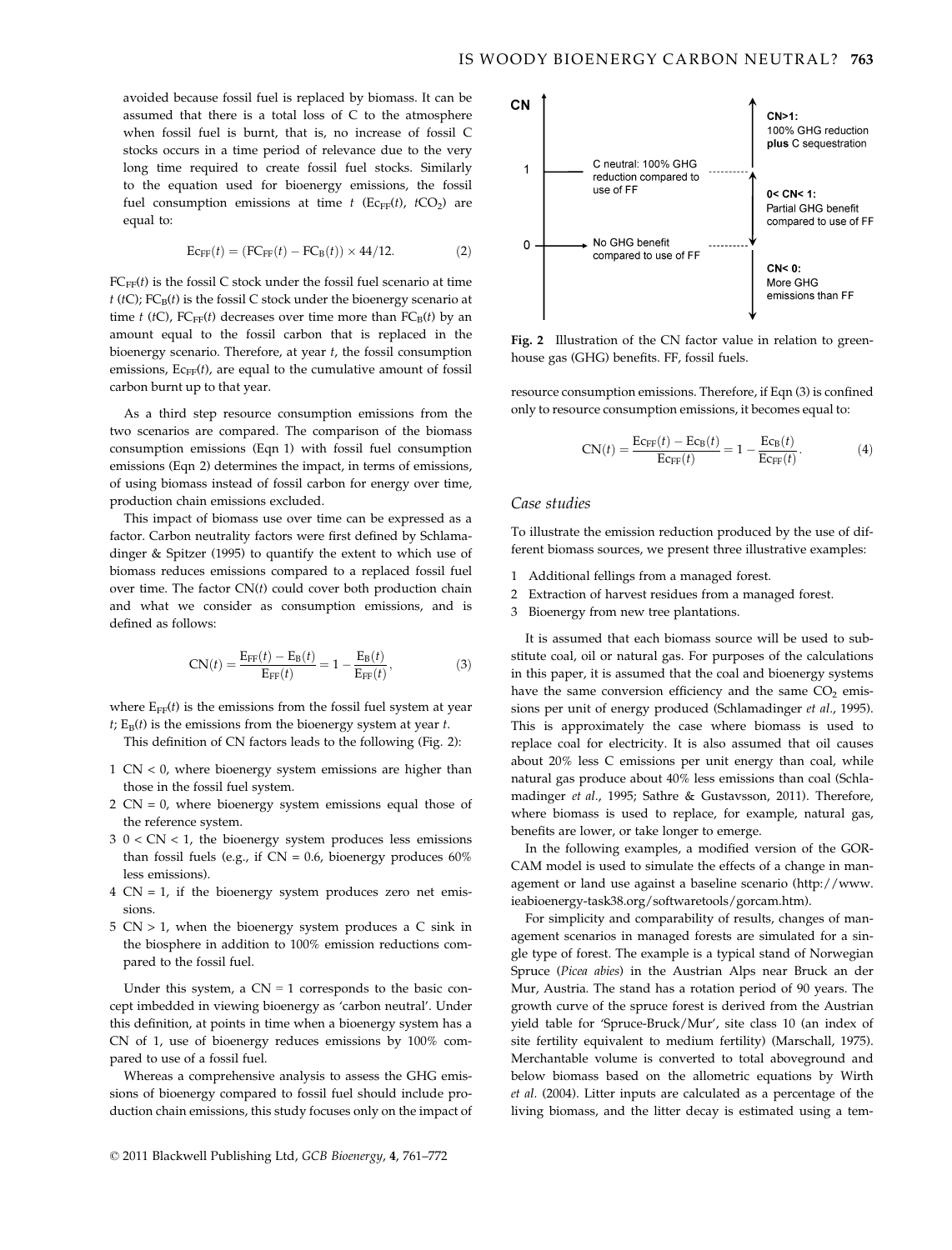avoided because fossil fuel is replaced by biomass. It can be assumed that there is a total loss of C to the atmosphere when fossil fuel is burnt, that is, no increase of fossil C stocks occurs in a time period of relevance due to the very long time required to create fossil fuel stocks. Similarly to the equation used for bioenergy emissions, the fossil fuel consumption emissions at time $t$ ($Ec_{FF}(t)$, $tCO_2$) are equal to:

$$Ec_{FF}(t) = (FC_{FF}(t) - FC_B(t)) \times 44/12. \tag{2}$$

$FC_{FF}(t)$ is the fossil C stock under the fossil fuel scenario at time $t$ (tC); $FC_B(t)$ is the fossil C stock under the bioenergy scenario at time $t$ (tC), $FC_{FF}(t)$ decreases over time more than $FC_B(t)$ by an amount equal to the fossil carbon that is replaced in the bioenergy scenario. Therefore, at year $t$, the fossil consumption emissions, $Ec_{FF}(t)$, are equal to the cumulative amount of fossil carbon burnt up to that year.

As a third step resource consumption emissions from the two scenarios are compared. The comparison of the biomass consumption emissions (Eqn 1) with fossil fuel consumption emissions (Eqn 2) determines the impact, in terms of emissions, of using biomass instead of fossil carbon for energy over time, production chain emissions excluded.

This impact of biomass use over time can be expressed as a factor. Carbon neutrality factors were first defined by Schlamadinger & Spitzer (1995) to quantify the extent to which use of biomass reduces emissions compared to a replaced fossil fuel over time. The factor CN($t$) could cover both production chain and what we consider as consumption emissions, and is defined as follows:

$$CN(t) = \frac{E_{FF}(t) - E_B(t)}{E_{FF}(t)} = 1 - \frac{E_B(t)}{E_{FF}(t)}, \tag{3}$$

where $E_{FF}(t)$ is the emissions from the fossil fuel system at year $t$; $E_B(t)$ is the emissions from the bioenergy system at year $t$.

This definition of CN factors leads to the following (Fig. 2):

1. CN < 0, where bioenergy system emissions are higher than those in the fossil fuel system.
2. CN = 0, where bioenergy system emissions equal those of the reference system.
3. 0 < CN < 1, the bioenergy system produces less emissions than fossil fuels (e.g., if CN = 0.6, bioenergy produces 60% less emissions).
4. CN = 1, if the bioenergy system produces zero net emissions.
5. CN > 1, when the bioenergy system produces a C sink in the biosphere in addition to 100% emission reductions compared to the fossil fuel.

Under this system, a CN = 1 corresponds to the basic concept imbedded in viewing bioenergy as 'carbon neutral'. Under this definition, at points in time when a bioenergy system has a CN of 1, use of bioenergy reduces emissions by 100% compared to use of a fossil fuel.

Whereas a comprehensive analysis to assess the GHG emissions of bioenergy compared to fossil fuel should include production chain emissions, this study focuses only on the impact of resource consumption emissions. Therefore, if Eqn (3) is confined only to resource consumption emissions, it becomes equal to:

$$CN(t) = \frac{Ec_{FF}(t) - Ec_B(t)}{Ec_{FF}(t)} = 1 - \frac{Ec_B(t)}{Ec_{FF}(t)}. \tag{4}$$

CN

CN>1: 100% GHG reduction **plus** C sequestration

1 — C neutral: 100% GHG reduction compared to use of FF

0< CN< 1: Partial GHG benefit compared to use of FF

0 — No GHG benefit compared to use of FF

CN< 0: More GHG emissions than FF

**Fig. 2** Illustration of the CN factor value in relation to greenhouse gas (GHG) benefits. FF, fossil fuels.

## Case studies

To illustrate the emission reduction produced by the use of different biomass sources, we present three illustrative examples:

1. Additional fellings from a managed forest.
2. Extraction of harvest residues from a managed forest.
3. Bioenergy from new tree plantations.

It is assumed that each biomass source will be used to substitute coal, oil or natural gas. For purposes of the calculations in this paper, it is assumed that the coal and bioenergy systems have the same conversion efficiency and the same $CO_2$ emissions per unit of energy produced (Schlamadinger *et al.*, 1995). This is approximately the case where biomass is used to replace coal for electricity. It is also assumed that oil causes about 20% less C emissions per unit energy than coal, while natural gas produce about 40% less emissions than coal (Schlamadinger *et al.*, 1995; Sathre & Gustavsson, 2011). Therefore, where biomass is used to replace, for example, natural gas, benefits are lower, or take longer to emerge.

In the following examples, a modified version of the GORCAM model is used to simulate the effects of a change in management or land use against a baseline scenario (http://www.ieabioenergy-task38.org/softwaretools/gorcam.htm).

For simplicity and comparability of results, changes of management scenarios in managed forests are simulated for a single type of forest. The example is a typical stand of Norwegian Spruce (*Picea abies*) in the Austrian Alps near Bruck an der Mur, Austria. The stand has a rotation period of 90 years. The growth curve of the spruce forest is derived from the Austrian yield table for 'Spruce-Bruck/Mur', site class 10 (an index of site fertility equivalent to medium fertility) (Marschall, 1975). Merchantable volume is converted to total aboveground and below biomass based on the allometric equations by Wirth *et al.* (2004). Litter inputs are calculated as a percentage of the living biomass, and the litter decay is estimated using a tem-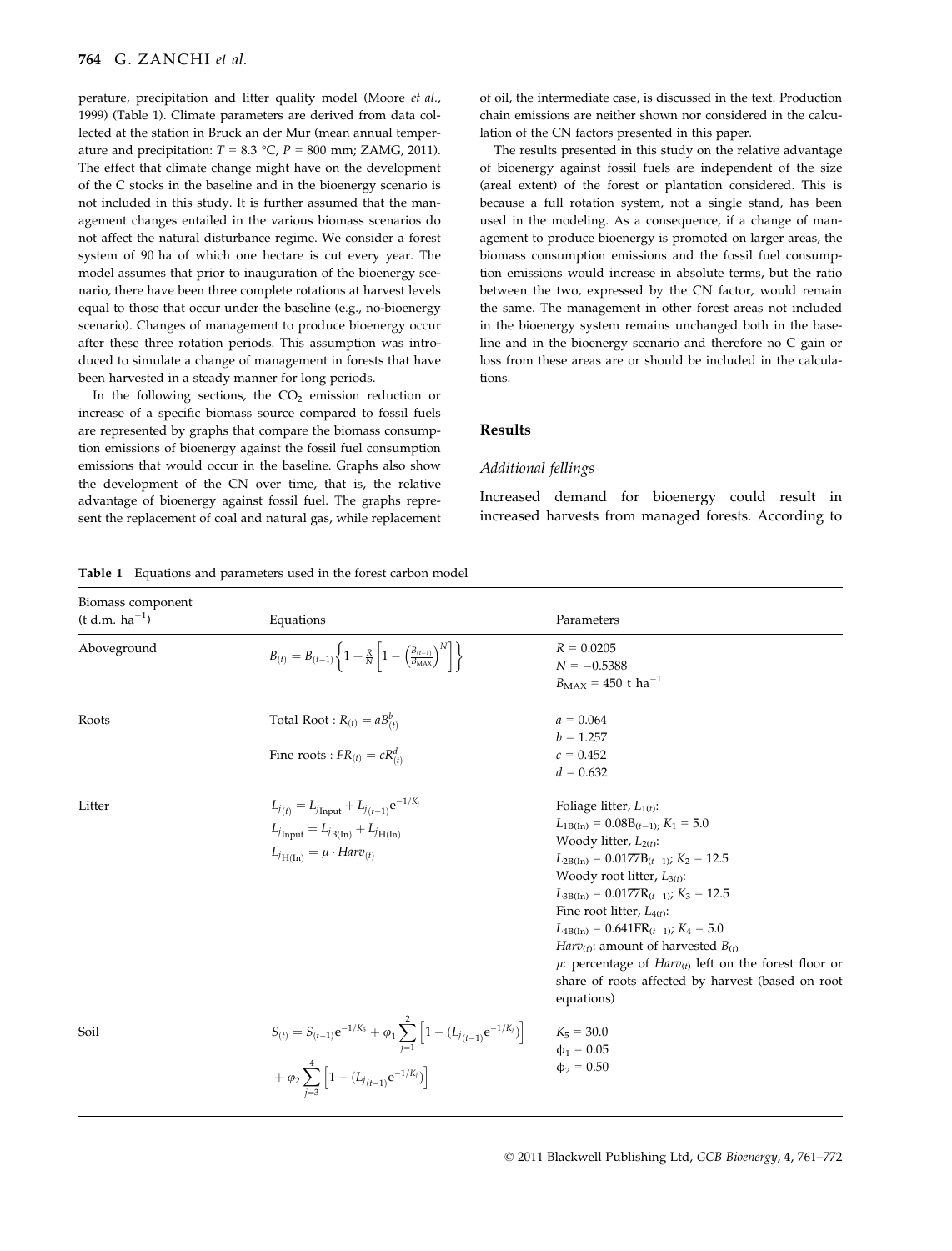perature, precipitation and litter quality model (Moore *et al.*, 1999) (Table 1). Climate parameters are derived from data collected at the station in Bruck an der Mur (mean annual temperature and precipitation: $T = 8.3$ °C, $P = 800$ mm; ZAMG, 2011). The effect that climate change might have on the development of the C stocks in the baseline and in the bioenergy scenario is not included in this study. It is further assumed that the management changes entailed in the various biomass scenarios do not affect the natural disturbance regime. We consider a forest system of 90 ha of which one hectare is cut every year. The model assumes that prior to inauguration of the bioenergy scenario, there have been three complete rotations at harvest levels equal to those that occur under the baseline (e.g., no-bioenergy scenario). Changes of management to produce bioenergy occur after these three rotation periods. This assumption was introduced to simulate a change of management in forests that have been harvested in a steady manner for long periods.

In the following sections, the $CO_2$ emission reduction or increase of a specific biomass source compared to fossil fuels are represented by graphs that compare the biomass consumption emissions of bioenergy against the fossil fuel consumption emissions that would occur in the baseline. Graphs also show the development of the CN over time, that is, the relative advantage of bioenergy against fossil fuel. The graphs represent the replacement of coal and natural gas, while replacement of oil, the intermediate case, is discussed in the text. Production chain emissions are neither shown nor considered in the calculation of the CN factors presented in this paper.

The results presented in this study on the relative advantage of bioenergy against fossil fuels are independent of the size (areal extent) of the forest or plantation considered. This is because a full rotation system, not a single stand, has been used in the modeling. As a consequence, if a change of management to produce bioenergy is promoted on larger areas, the biomass consumption emissions and the fossil fuel consumption emissions would increase in absolute terms, but the ratio between the two, expressed by the CN factor, would remain the same. The management in other forest areas not included in the bioenergy system remains unchanged both in the baseline and in the bioenergy scenario and therefore no C gain or loss from these areas are or should be included in the calculations.

## Results

### Additional fellings

Increased demand for bioenergy could result in increased harvests from managed forests. According to

**Table 1** Equations and parameters used in the forest carbon model

| Biomass component (t d.m. $ha^{-1}$) | Equations | Parameters |
|---|---|---|
| Aboveground | $B_{(t)} = B_{(t-1)}\left\{1 + \frac{R}{N}\left[1 - \left(\frac{B_{(t-1)}}{B_{\text{MAX}}}\right)^N\right]\right\}$ | $R = 0.0205$<br>$N = -0.5388$<br>$B_{\text{MAX}} = 450$ t $ha^{-1}$ |
| Roots | Total Root : $R_{(t)} = aB_{(t)}^b$<br>Fine roots : $FR_{(t)} = cR_{(t)}^d$ | $a = 0.064$<br>$b = 1.257$<br>$c = 0.452$<br>$d = 0.632$ |
| Litter | $L_{j_{(t)}} = L_{j_{\text{Input}}} + L_{j_{(t-1)}}e^{-1/K_j}$<br>$L_{j_{\text{Input}}} = L_{j_{\text{B(In)}}} + L_{j_{\text{H(In)}}}$<br>$L_{j_{\text{H(In)}}} = \mu \cdot Harv_{(t)}$ | Foliage litter, $L_{1(t)}$:<br>$L_{1\text{B(In)}} = 0.08B_{(t-1)}$; $K_1 = 5.0$<br>Woody litter, $L_{2(t)}$:<br>$L_{2\text{B(In)}} = 0.0177B_{(t-1)}$; $K_2 = 12.5$<br>Woody root litter, $L_{3(t)}$:<br>$L_{3\text{B(In)}} = 0.0177R_{(t-1)}$; $K_3 = 12.5$<br>Fine root litter, $L_{4(t)}$:<br>$L_{4\text{B(In)}} = 0.641FR_{(t-1)}$; $K_4 = 5.0$<br>$Harv_{(t)}$: amount of harvested $B_{(t)}$<br>$\mu$: percentage of $Harv_{(t)}$ left on the forest floor or share of roots affected by harvest (based on root equations) |
| Soil | $S_{(t)} = S_{(t-1)}e^{-1/K_5} + \varphi_1 \sum_{j=1}^{2}\left[1 - (L_{j_{(t-1)}}e^{-1/K_j})\right] + \varphi_2 \sum_{j=3}^{4}\left[1 - (L_{j_{(t-1)}}e^{-1/K_j})\right]$ | $K_5 = 30.0$<br>$\phi_1 = 0.05$<br>$\phi_2 = 0.50$ |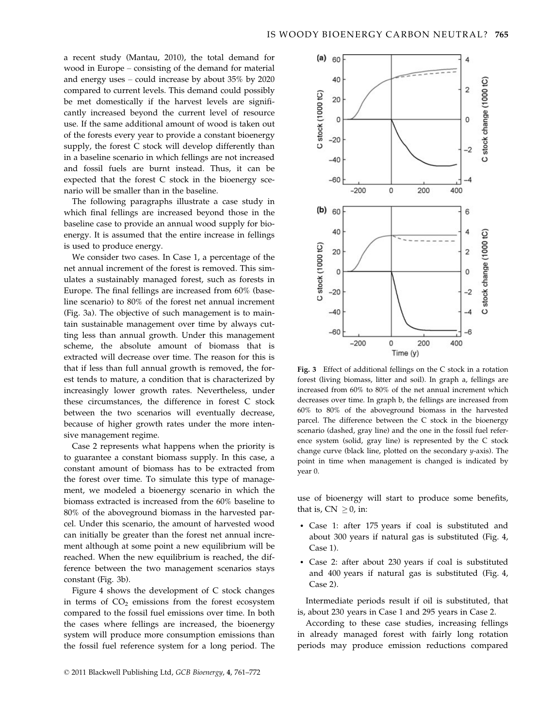a recent study (Mantau, 2010), the total demand for wood in Europe – consisting of the demand for material and energy uses – could increase by about 35% by 2020 compared to current levels. This demand could possibly be met domestically if the harvest levels are significantly increased beyond the current level of resource use. If the same additional amount of wood is taken out of the forests every year to provide a constant bioenergy supply, the forest C stock will develop differently than in a baseline scenario in which fellings are not increased and fossil fuels are burnt instead. Thus, it can be expected that the forest C stock in the bioenergy scenario will be smaller than in the baseline.

The following paragraphs illustrate a case study in which final fellings are increased beyond those in the baseline case to provide an annual wood supply for bioenergy. It is assumed that the entire increase in fellings is used to produce energy.

We consider two cases. In Case 1, a percentage of the net annual increment of the forest is removed. This simulates a sustainably managed forest, such as forests in Europe. The final fellings are increased from 60% (baseline scenario) to 80% of the forest net annual increment (Fig. 3a). The objective of such management is to maintain sustainable management over time by always cutting less than annual growth. Under this management scheme, the absolute amount of biomass that is extracted will decrease over time. The reason for this is that if less than full annual growth is removed, the forest tends to mature, a condition that is characterized by increasingly lower growth rates. Nevertheless, under these circumstances, the difference in forest C stock between the two scenarios will eventually decrease, because of higher growth rates under the more intensive management regime.

Case 2 represents what happens when the priority is to guarantee a constant biomass supply. In this case, a constant amount of biomass has to be extracted from the forest over time. To simulate this type of management, we modeled a bioenergy scenario in which the biomass extracted is increased from the 60% baseline to 80% of the aboveground biomass in the harvested parcel. Under this scenario, the amount of harvested wood can initially be greater than the forest net annual increment although at some point a new equilibrium will be reached. When the new equilibrium is reached, the difference between the two management scenarios stays constant (Fig. 3b).

Figure 4 shows the development of C stock changes in terms of $CO_2$ emissions from the forest ecosystem compared to the fossil fuel emissions over time. In both the cases where fellings are increased, the bioenergy system will produce more consumption emissions than the fossil fuel reference system for a long period. The use of bioenergy will start to produce some benefits, that is, CN $\geq 0$, in:

- Case 1: after 175 years if coal is substituted and about 300 years if natural gas is substituted (Fig. 4, Case 1).
- Case 2: after about 230 years if coal is substituted and 400 years if natural gas is substituted (Fig. 4, Case 2).

Intermediate periods result if oil is substituted, that is, about 230 years in Case 1 and 295 years in Case 2.

According to these case studies, increasing fellings in already managed forest with fairly long rotation periods may produce emission reductions compared

(a)
C stock (1000 tC)
C stock change (1000 tC)
60 40 20 0 −20 −40 −60
4 2 0 −2 −4
−200 0 200 400

(b)
C stock (1000 tC)
C stock change (1000 tC)
60 40 20 0 −20 −40 −60
6 4 2 0 −2 −4 −6
−200 0 200 400
Time (y)

**Fig. 3** Effect of additional fellings on the C stock in a rotation forest (living biomass, litter and soil). In graph a, fellings are increased from 60% to 80% of the net annual increment which decreases over time. In graph b, the fellings are increased from 60% to 80% of the aboveground biomass in the harvested parcel. The difference between the C stock in the bioenergy scenario (dashed, gray line) and the one in the fossil fuel reference system (solid, gray line) is represented by the C stock change curve (black line, plotted on the secondary *y*-axis). The point in time when management is changed is indicated by year 0.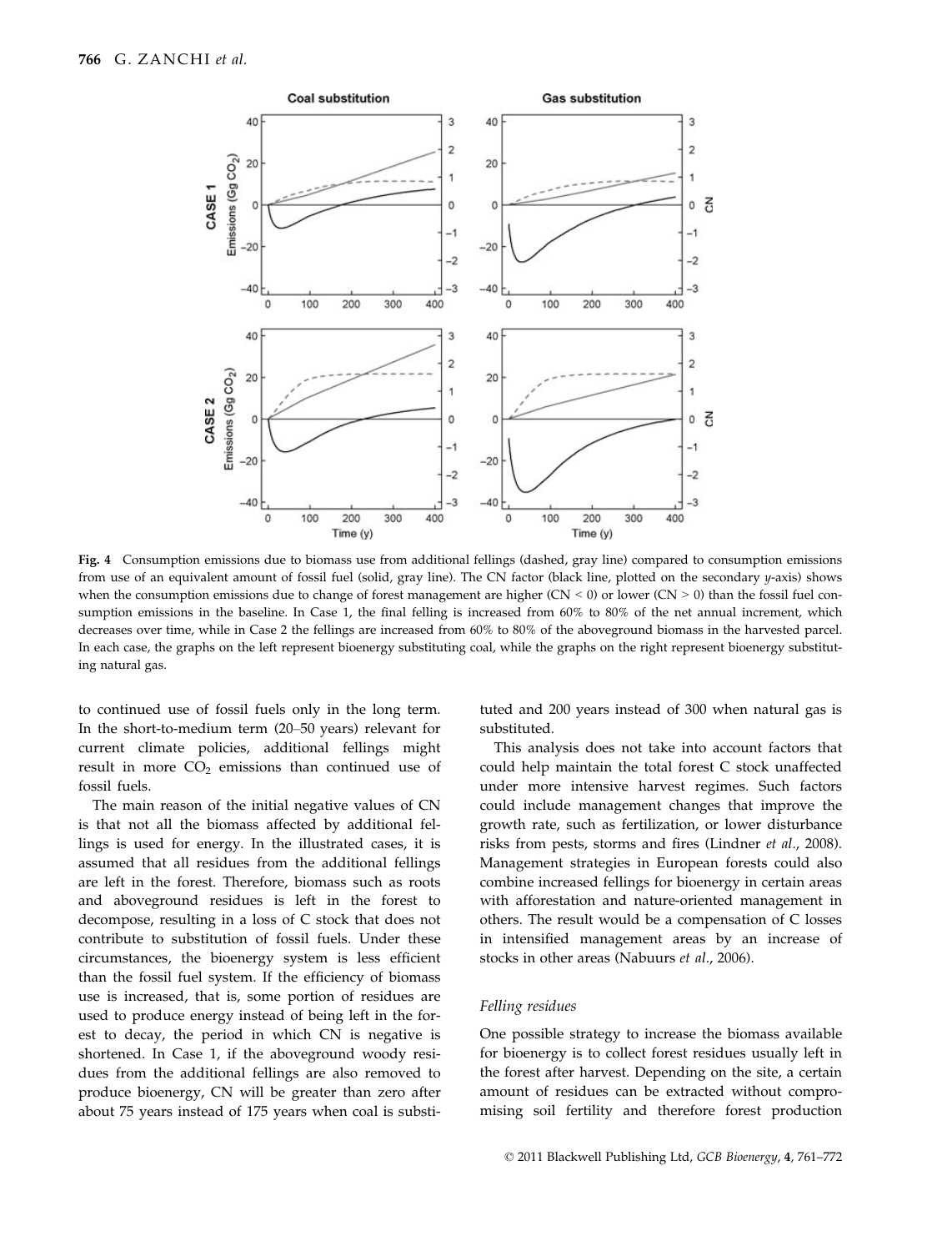**Fig. 4** Consumption emissions due to biomass use from additional fellings (dashed, gray line) compared to consumption emissions from use of an equivalent amount of fossil fuel (solid, gray line). The CN factor (black line, plotted on the secondary *y*-axis) shows when the consumption emissions due to change of forest management are higher (CN < 0) or lower (CN > 0) than the fossil fuel consumption emissions in the baseline. In Case 1, the final felling is increased from 60% to 80% of the net annual increment, which decreases over time, while in Case 2 the fellings are increased from 60% to 80% of the aboveground biomass in the harvested parcel. In each case, the graphs on the left represent bioenergy substituting coal, while the graphs on the right represent bioenergy substituting natural gas.

to continued use of fossil fuels only in the long term. In the short-to-medium term (20–50 years) relevant for current climate policies, additional fellings might result in more $CO_2$ emissions than continued use of fossil fuels.

The main reason of the initial negative values of CN is that not all the biomass affected by additional fellings is used for energy. In the illustrated cases, it is assumed that all residues from the additional fellings are left in the forest. Therefore, biomass such as roots and aboveground residues is left in the forest to decompose, resulting in a loss of C stock that does not contribute to substitution of fossil fuels. Under these circumstances, the bioenergy system is less efficient than the fossil fuel system. If the efficiency of biomass use is increased, that is, some portion of residues are used to produce energy instead of being left in the forest to decay, the period in which CN is negative is shortened. In Case 1, if the aboveground woody residues from the additional fellings are also removed to produce bioenergy, CN will be greater than zero after about 75 years instead of 175 years when coal is substituted and 200 years instead of 300 when natural gas is substituted.

This analysis does not take into account factors that could help maintain the total forest C stock unaffected under more intensive harvest regimes. Such factors could include management changes that improve the growth rate, such as fertilization, or lower disturbance risks from pests, storms and fires (Lindner *et al.*, 2008). Management strategies in European forests could also combine increased fellings for bioenergy in certain areas with afforestation and nature-oriented management in others. The result would be a compensation of C losses in intensified management areas by an increase of stocks in other areas (Nabuurs *et al.*, 2006).

### *Felling residues*

One possible strategy to increase the biomass available for bioenergy is to collect forest residues usually left in the forest after harvest. Depending on the site, a certain amount of residues can be extracted without compromising soil fertility and therefore forest production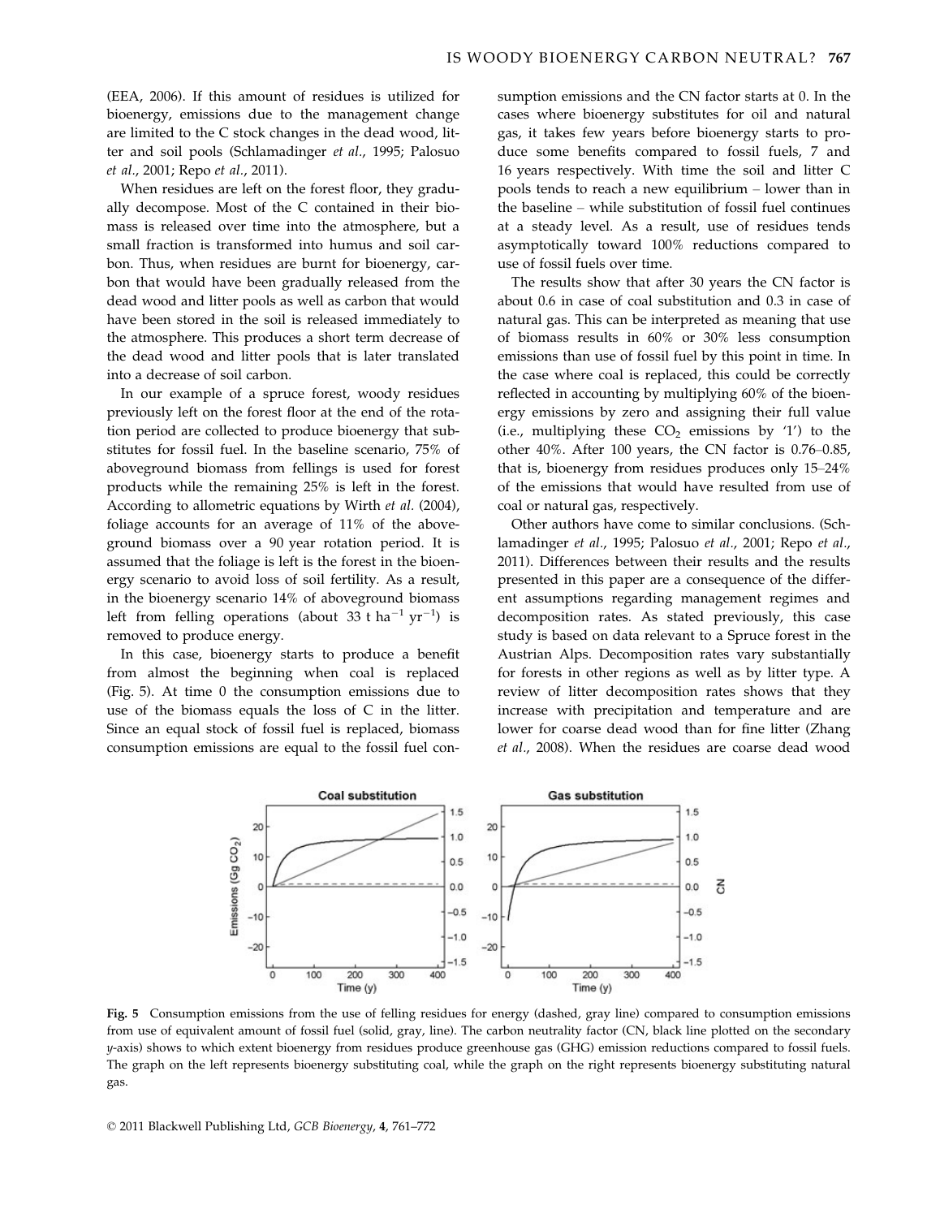(EEA, 2006). If this amount of residues is utilized for bioenergy, emissions due to the management change are limited to the C stock changes in the dead wood, litter and soil pools (Schlamadinger *et al*., 1995; Palosuo *et al*., 2001; Repo *et al*., 2011).

When residues are left on the forest floor, they gradually decompose. Most of the C contained in their biomass is released over time into the atmosphere, but a small fraction is transformed into humus and soil carbon. Thus, when residues are burnt for bioenergy, carbon that would have been gradually released from the dead wood and litter pools as well as carbon that would have been stored in the soil is released immediately to the atmosphere. This produces a short term decrease of the dead wood and litter pools that is later translated into a decrease of soil carbon.

In our example of a spruce forest, woody residues previously left on the forest floor at the end of the rotation period are collected to produce bioenergy that substitutes for fossil fuel. In the baseline scenario, 75% of aboveground biomass from fellings is used for forest products while the remaining 25% is left in the forest. According to allometric equations by Wirth *et al*. (2004), foliage accounts for an average of 11% of the aboveground biomass over a 90 year rotation period. It is assumed that the foliage is left is the forest in the bioenergy scenario to avoid loss of soil fertility. As a result, in the bioenergy scenario 14% of aboveground biomass left from felling operations (about 33 t $ha^{-1}$ $yr^{-1}$) is removed to produce energy.

In this case, bioenergy starts to produce a benefit from almost the beginning when coal is replaced (Fig. 5). At time 0 the consumption emissions due to use of the biomass equals the loss of C in the litter. Since an equal stock of fossil fuel is replaced, biomass consumption emissions are equal to the fossil fuel consumption emissions and the CN factor starts at 0. In the cases where bioenergy substitutes for oil and natural gas, it takes few years before bioenergy starts to produce some benefits compared to fossil fuels, 7 and 16 years respectively. With time the soil and litter C pools tends to reach a new equilibrium – lower than in the baseline – while substitution of fossil fuel continues at a steady level. As a result, use of residues tends asymptotically toward 100% reductions compared to use of fossil fuels over time.

The results show that after 30 years the CN factor is about 0.6 in case of coal substitution and 0.3 in case of natural gas. This can be interpreted as meaning that use of biomass results in 60% or 30% less consumption emissions than use of fossil fuel by this point in time. In the case where coal is replaced, this could be correctly reflected in accounting by multiplying 60% of the bioenergy emissions by zero and assigning their full value (i.e., multiplying these $CO_2$ emissions by '1') to the other 40%. After 100 years, the CN factor is 0.76–0.85, that is, bioenergy from residues produces only 15–24% of the emissions that would have resulted from use of coal or natural gas, respectively.

Other authors have come to similar conclusions. (Schlamadinger *et al*., 1995; Palosuo *et al*., 2001; Repo *et al*., 2011). Differences between their results and the results presented in this paper are a consequence of the different assumptions regarding management regimes and decomposition rates. As stated previously, this case study is based on data relevant to a Spruce forest in the Austrian Alps. Decomposition rates vary substantially for forests in other regions as well as by litter type. A review of litter decomposition rates shows that they increase with precipitation and temperature and are lower for coarse dead wood than for fine litter (Zhang *et al*., 2008). When the residues are coarse dead wood

**Fig. 5** Consumption emissions from the use of felling residues for energy (dashed, gray line) compared to consumption emissions from use of equivalent amount of fossil fuel (solid, gray, line). The carbon neutrality factor (CN, black line plotted on the secondary *y*-axis) shows to which extent bioenergy from residues produce greenhouse gas (GHG) emission reductions compared to fossil fuels. The graph on the left represents bioenergy substituting coal, while the graph on the right represents bioenergy substituting natural gas.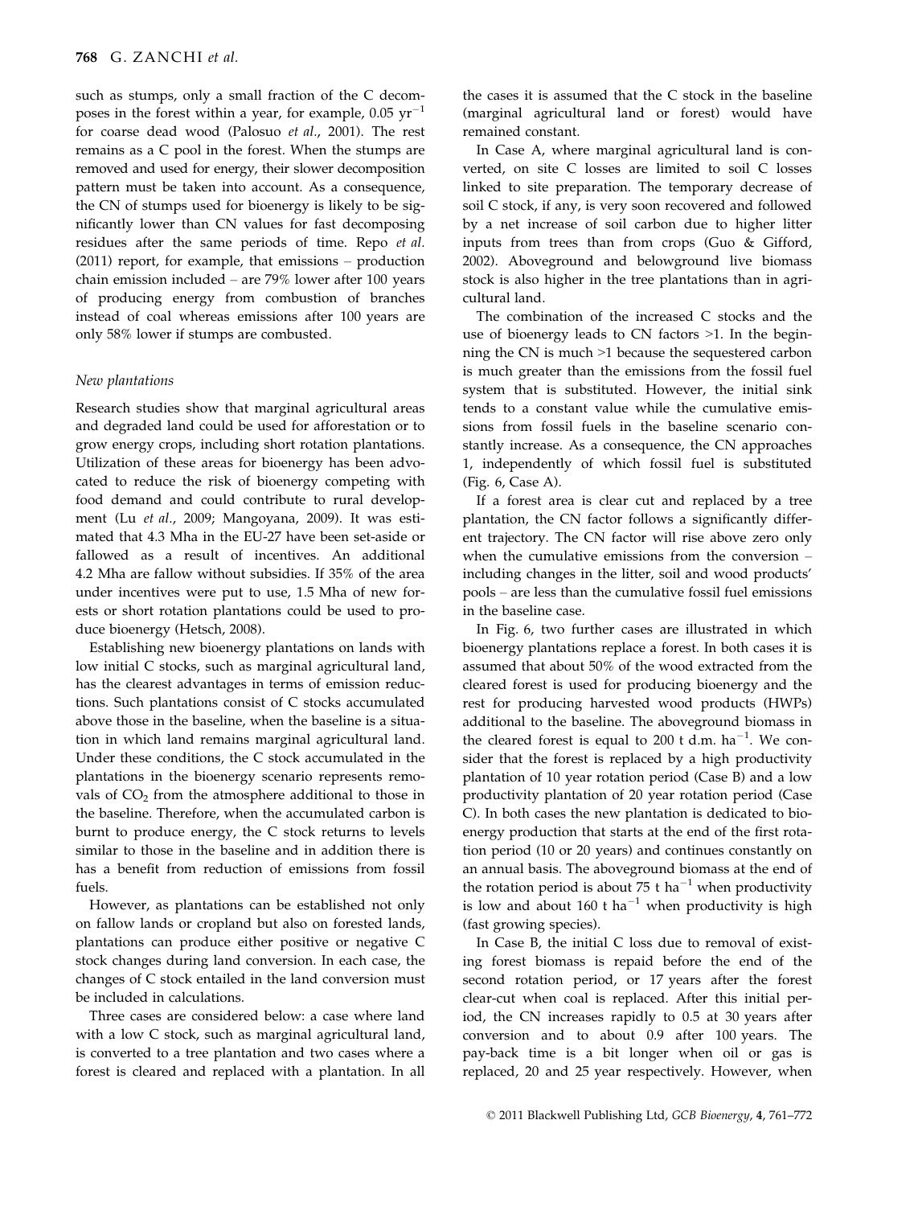such as stumps, only a small fraction of the C decomposes in the forest within a year, for example, 0.05 $yr^{-1}$ for coarse dead wood (Palosuo *et al*., 2001). The rest remains as a C pool in the forest. When the stumps are removed and used for energy, their slower decomposition pattern must be taken into account. As a consequence, the CN of stumps used for bioenergy is likely to be significantly lower than CN values for fast decomposing residues after the same periods of time. Repo *et al.* (2011) report, for example, that emissions – production chain emission included – are 79% lower after 100 years of producing energy from combustion of branches instead of coal whereas emissions after 100 years are only 58% lower if stumps are combusted.

### *New plantations*

Research studies show that marginal agricultural areas and degraded land could be used for afforestation or to grow energy crops, including short rotation plantations. Utilization of these areas for bioenergy has been advocated to reduce the risk of bioenergy competing with food demand and could contribute to rural development (Lu *et al*., 2009; Mangoyana, 2009). It was estimated that 4.3 Mha in the EU-27 have been set-aside or fallowed as a result of incentives. An additional 4.2 Mha are fallow without subsidies. If 35% of the area under incentives were put to use, 1.5 Mha of new forests or short rotation plantations could be used to produce bioenergy (Hetsch, 2008).

Establishing new bioenergy plantations on lands with low initial C stocks, such as marginal agricultural land, has the clearest advantages in terms of emission reductions. Such plantations consist of C stocks accumulated above those in the baseline, when the baseline is a situation in which land remains marginal agricultural land. Under these conditions, the C stock accumulated in the plantations in the bioenergy scenario represents removals of $CO_2$ from the atmosphere additional to those in the baseline. Therefore, when the accumulated carbon is burnt to produce energy, the C stock returns to levels similar to those in the baseline and in addition there is has a benefit from reduction of emissions from fossil fuels.

However, as plantations can be established not only on fallow lands or cropland but also on forested lands, plantations can produce either positive or negative C stock changes during land conversion. In each case, the changes of C stock entailed in the land conversion must be included in calculations.

Three cases are considered below: a case where land with a low C stock, such as marginal agricultural land, is converted to a tree plantation and two cases where a forest is cleared and replaced with a plantation. In all the cases it is assumed that the C stock in the baseline (marginal agricultural land or forest) would have remained constant.

In Case A, where marginal agricultural land is converted, on site C losses are limited to soil C losses linked to site preparation. The temporary decrease of soil C stock, if any, is very soon recovered and followed by a net increase of soil carbon due to higher litter inputs from trees than from crops (Guo & Gifford, 2002). Aboveground and belowground live biomass stock is also higher in the tree plantations than in agricultural land.

The combination of the increased C stocks and the use of bioenergy leads to CN factors >1. In the beginning the CN is much >1 because the sequestered carbon is much greater than the emissions from the fossil fuel system that is substituted. However, the initial sink tends to a constant value while the cumulative emissions from fossil fuels in the baseline scenario constantly increase. As a consequence, the CN approaches 1, independently of which fossil fuel is substituted (Fig. 6, Case A).

If a forest area is clear cut and replaced by a tree plantation, the CN factor follows a significantly different trajectory. The CN factor will rise above zero only when the cumulative emissions from the conversion – including changes in the litter, soil and wood products' pools – are less than the cumulative fossil fuel emissions in the baseline case.

In Fig. 6, two further cases are illustrated in which bioenergy plantations replace a forest. In both cases it is assumed that about 50% of the wood extracted from the cleared forest is used for producing bioenergy and the rest for producing harvested wood products (HWPs) additional to the baseline. The aboveground biomass in the cleared forest is equal to 200 t d.m. $ha^{-1}$. We consider that the forest is replaced by a high productivity plantation of 10 year rotation period (Case B) and a low productivity plantation of 20 year rotation period (Case C). In both cases the new plantation is dedicated to bioenergy production that starts at the end of the first rotation period (10 or 20 years) and continues constantly on an annual basis. The aboveground biomass at the end of the rotation period is about 75 t $ha^{-1}$ when productivity is low and about 160 t $ha^{-1}$ when productivity is high (fast growing species).

In Case B, the initial C loss due to removal of existing forest biomass is repaid before the end of the second rotation period, or 17 years after the forest clear-cut when coal is replaced. After this initial period, the CN increases rapidly to 0.5 at 30 years after conversion and to about 0.9 after 100 years. The pay-back time is a bit longer when oil or gas is replaced, 20 and 25 year respectively. However, when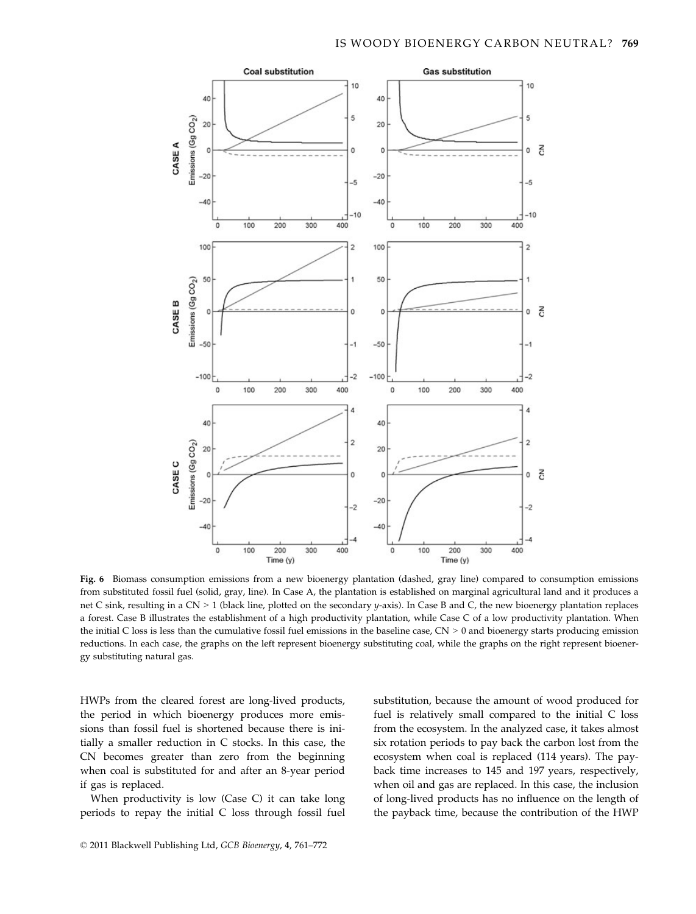Fig. 6 Biomass consumption emissions from a new bioenergy plantation (dashed, gray line) compared to consumption emissions from substituted fossil fuel (solid, gray, line). In Case A, the plantation is established on marginal agricultural land and it produces a net C sink, resulting in a CN > 1 (black line, plotted on the secondary *y*-axis). In Case B and C, the new bioenergy plantation replaces a forest. Case B illustrates the establishment of a high productivity plantation, while Case C of a low productivity plantation. When the initial C loss is less than the cumulative fossil fuel emissions in the baseline case, CN > 0 and bioenergy starts producing emission reductions. In each case, the graphs on the left represent bioenergy substituting coal, while the graphs on the right represent bioenergy substituting natural gas.

HWPs from the cleared forest are long-lived products, the period in which bioenergy produces more emissions than fossil fuel is shortened because there is initially a smaller reduction in C stocks. In this case, the CN becomes greater than zero from the beginning when coal is substituted for and after an 8-year period if gas is replaced.

When productivity is low (Case C) it can take long periods to repay the initial C loss through fossil fuel substitution, because the amount of wood produced for fuel is relatively small compared to the initial C loss from the ecosystem. In the analyzed case, it takes almost six rotation periods to pay back the carbon lost from the ecosystem when coal is replaced (114 years). The payback time increases to 145 and 197 years, respectively, when oil and gas are replaced. In this case, the inclusion of long-lived products has no influence on the length of the payback time, because the contribution of the HWP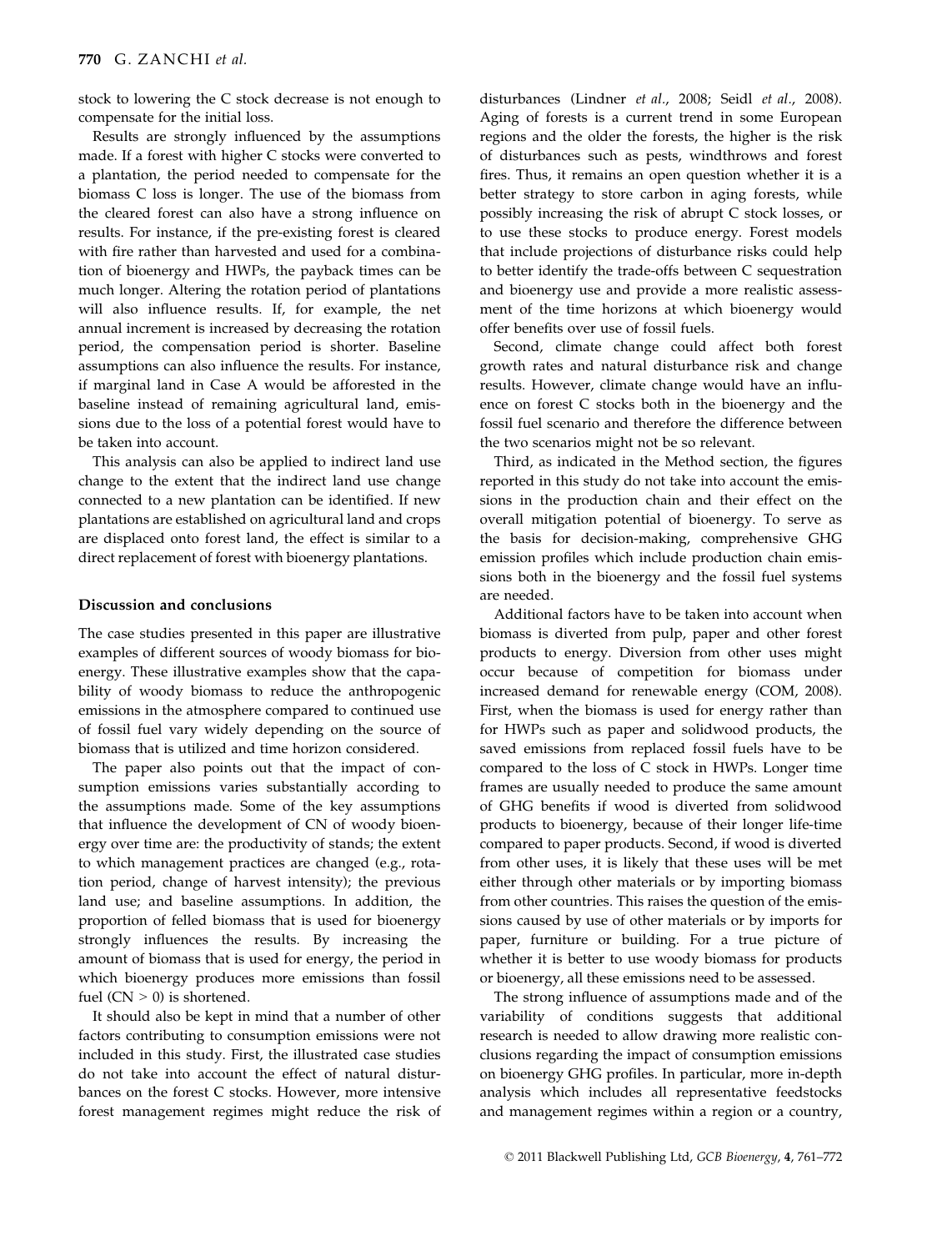stock to lowering the C stock decrease is not enough to compensate for the initial loss.

Results are strongly influenced by the assumptions made. If a forest with higher C stocks were converted to a plantation, the period needed to compensate for the biomass C loss is longer. The use of the biomass from the cleared forest can also have a strong influence on results. For instance, if the pre-existing forest is cleared with fire rather than harvested and used for a combination of bioenergy and HWPs, the payback times can be much longer. Altering the rotation period of plantations will also influence results. If, for example, the net annual increment is increased by decreasing the rotation period, the compensation period is shorter. Baseline assumptions can also influence the results. For instance, if marginal land in Case A would be afforested in the baseline instead of remaining agricultural land, emissions due to the loss of a potential forest would have to be taken into account.

This analysis can also be applied to indirect land use change to the extent that the indirect land use change connected to a new plantation can be identified. If new plantations are established on agricultural land and crops are displaced onto forest land, the effect is similar to a direct replacement of forest with bioenergy plantations.

## Discussion and conclusions

The case studies presented in this paper are illustrative examples of different sources of woody biomass for bioenergy. These illustrative examples show that the capability of woody biomass to reduce the anthropogenic emissions in the atmosphere compared to continued use of fossil fuel vary widely depending on the source of biomass that is utilized and time horizon considered.

The paper also points out that the impact of consumption emissions varies substantially according to the assumptions made. Some of the key assumptions that influence the development of CN of woody bioenergy over time are: the productivity of stands; the extent to which management practices are changed (e.g., rotation period, change of harvest intensity); the previous land use; and baseline assumptions. In addition, the proportion of felled biomass that is used for bioenergy strongly influences the results. By increasing the amount of biomass that is used for energy, the period in which bioenergy produces more emissions than fossil fuel ($CN > 0$) is shortened.

It should also be kept in mind that a number of other factors contributing to consumption emissions were not included in this study. First, the illustrated case studies do not take into account the effect of natural disturbances on the forest C stocks. However, more intensive forest management regimes might reduce the risk of disturbances (Lindner *et al.*, 2008; Seidl *et al.*, 2008). Aging of forests is a current trend in some European regions and the older the forests, the higher is the risk of disturbances such as pests, windthrows and forest fires. Thus, it remains an open question whether it is a better strategy to store carbon in aging forests, while possibly increasing the risk of abrupt C stock losses, or to use these stocks to produce energy. Forest models that include projections of disturbance risks could help to better identify the trade-offs between C sequestration and bioenergy use and provide a more realistic assessment of the time horizons at which bioenergy would offer benefits over use of fossil fuels.

Second, climate change could affect both forest growth rates and natural disturbance risk and change results. However, climate change would have an influence on forest C stocks both in the bioenergy and the fossil fuel scenario and therefore the difference between the two scenarios might not be so relevant.

Third, as indicated in the Method section, the figures reported in this study do not take into account the emissions in the production chain and their effect on the overall mitigation potential of bioenergy. To serve as the basis for decision-making, comprehensive GHG emission profiles which include production chain emissions both in the bioenergy and the fossil fuel systems are needed.

Additional factors have to be taken into account when biomass is diverted from pulp, paper and other forest products to energy. Diversion from other uses might occur because of competition for biomass under increased demand for renewable energy (COM, 2008). First, when the biomass is used for energy rather than for HWPs such as paper and solidwood products, the saved emissions from replaced fossil fuels have to be compared to the loss of C stock in HWPs. Longer time frames are usually needed to produce the same amount of GHG benefits if wood is diverted from solidwood products to bioenergy, because of their longer life-time compared to paper products. Second, if wood is diverted from other uses, it is likely that these uses will be met either through other materials or by importing biomass from other countries. This raises the question of the emissions caused by use of other materials or by imports for paper, furniture or building. For a true picture of whether it is better to use woody biomass for products or bioenergy, all these emissions need to be assessed.

The strong influence of assumptions made and of the variability of conditions suggests that additional research is needed to allow drawing more realistic conclusions regarding the impact of consumption emissions on bioenergy GHG profiles. In particular, more in-depth analysis which includes all representative feedstocks and management regimes within a region or a country,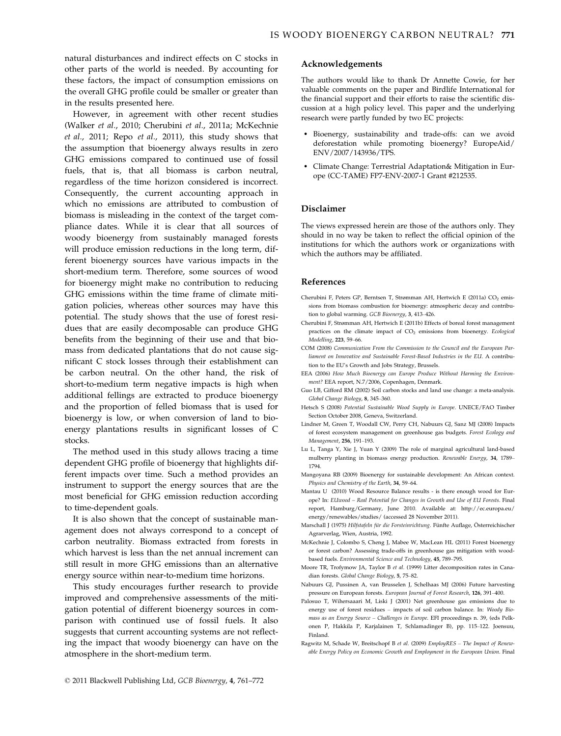natural disturbances and indirect effects on C stocks in other parts of the world is needed. By accounting for these factors, the impact of consumption emissions on the overall GHG profile could be smaller or greater than in the results presented here.

However, in agreement with other recent studies (Walker *et al*., 2010; Cherubini *et al*., 2011a; McKechnie *et al*., 2011; Repo *et al*., 2011), this study shows that the assumption that bioenergy always results in zero GHG emissions compared to continued use of fossil fuels, that is, that all biomass is carbon neutral, regardless of the time horizon considered is incorrect. Consequently, the current accounting approach in which no emissions are attributed to combustion of biomass is misleading in the context of the target compliance dates. While it is clear that all sources of woody bioenergy from sustainably managed forests will produce emission reductions in the long term, different bioenergy sources have various impacts in the short-medium term. Therefore, some sources of wood for bioenergy might make no contribution to reducing GHG emissions within the time frame of climate mitigation policies, whereas other sources may have this potential. The study shows that the use of forest residues that are easily decomposable can produce GHG benefits from the beginning of their use and that biomass from dedicated plantations that do not cause significant C stock losses through their establishment can be carbon neutral. On the other hand, the risk of short-to-medium term negative impacts is high when additional fellings are extracted to produce bioenergy and the proportion of felled biomass that is used for bioenergy is low, or when conversion of land to bioenergy plantations results in significant losses of C stocks.

The method used in this study allows tracing a time dependent GHG profile of bioenergy that highlights different impacts over time. Such a method provides an instrument to support the energy sources that are the most beneficial for GHG emission reduction according to time-dependent goals.

It is also shown that the concept of sustainable management does not always correspond to a concept of carbon neutrality. Biomass extracted from forests in which harvest is less than the net annual increment can still result in more GHG emissions than an alternative energy source within near-to-medium time horizons.

This study encourages further research to provide improved and comprehensive assessments of the mitigation potential of different bioenergy sources in comparison with continued use of fossil fuels. It also suggests that current accounting systems are not reflecting the impact that woody bioenergy can have on the atmosphere in the short-medium term.

## Acknowledgements

The authors would like to thank Dr Annette Cowie, for her valuable comments on the paper and Birdlife International for the financial support and their efforts to raise the scientific discussion at a high policy level. This paper and the underlying research were partly funded by two EC projects:

- Bioenergy, sustainability and trade-offs: can we avoid deforestation while promoting bioenergy? EuropeAid/ENV/2007/143936/TPS.
- Climate Change: Terrestrial Adaptation& Mitigation in Europe (CC-TAME) FP7-ENV-2007-1 Grant #212535.

## Disclaimer

The views expressed herein are those of the authors only. They should in no way be taken to reflect the official opinion of the institutions for which the authors work or organizations with which the authors may be affiliated.

## References

Cherubini F, Peters GP, Berntsen T, Strømman AH, Hertwich E (2011a) $CO_2$ emissions from biomass combustion for bioenergy: atmospheric decay and contribution to global warming. *GCB Bioenergy*, **3**, 413–426.

Cherubini F, Strømman AH, Hertwich E (2011b) Effects of boreal forest management practices on the climate impact of $CO_2$ emissions from bioenergy. *Ecological Modelling*, **223**, 59–66.

COM (2008) *Communication From the Commission to the Council and the European Parliament on Innovative and Sustainable Forest-Based Industries in the EU*. A contribution to the EU's Growth and Jobs Strategy, Brussels.

EEA (2006) *How Much Bioenergy can Europe Produce Without Harming the Environment?* EEA report, N.7/2006, Copenhagen, Denmark.

Guo LB, Gifford RM (2002) Soil carbon stocks and land use change: a meta-analysis. *Global Change Biology*, **8**, 345–360.

Hetsch S (2008) *Potential Sustainable Wood Supply in Europe*. UNECE/FAO Timber Section October 2008, Geneva, Switzerland.

Lindner M, Green T, Woodall CW, Perry CH, Nabuurs GJ, Sanz MJ (2008) Impacts of forest ecosystem management on greenhouse gas budgets. *Forest Ecology and Management*, **256**, 191–193.

Lu L, Tanga Y, Xie J, Yuan Y (2009) The role of marginal agricultural land-based mulberry planting in biomass energy production. *Renewable Energy*, **34**, 1789–1794.

Mangoyana RB (2009) Bioenergy for sustainable development: An African context. *Physics and Chemistry of the Earth*, **34**, 59–64.

Mantau U (2010) Wood Resource Balance results - is there enough wood for Europe? In: *EUwood – Real Potential for Changes in Growth and Use of EU Forests*. Final report, Hamburg/Germany, June 2010. Available at: http://ec.europa.eu/energy/renewables/studies/ (accessed 28 November 2011).

Marschall J (1975) *Hilfstafeln für die Forsteinrichtung*. Fünfte Auflage, Österreichischer Agrarverlag, Wien, Austria, 1992.

McKechnie J, Colombo S, Cheng J, Mabee W, MacLean HL (2011) Forest bioenergy or forest carbon? Assessing trade-offs in greenhouse gas mitigation with wood-based fuels. *Environmental Science and Technology*, **45**, 789–795.

Moore TR, Trofymow JA, Taylor B *et al*. (1999) Litter decomposition rates in Canadian forests. *Global Change Biology*, **5**, 75–82.

Nabuurs GJ, Pussinen A, van Brusselen J, Schelhaas MJ (2006) Future harvesting pressure on European forests. *European Journal of Forest Research*, **126**, 391–400.

Palosuo T, Wihersaaari M, Liski J (2001) Net greenhouse gas emissions due to energy use of forest residues – impacts of soil carbon balance. In: *Woody Biomass as an Energy Source – Challenges in Europe*. EFI proceedings n. 39, (eds Pelkonen P, Hakkila P, Karjalainen T, Schlamadinger B), pp. 115–122. Joensuu, Finland.

Ragwitz M, Schade W, Breitschopf B *et al*. (2009) *EmployRES – The Impact of Renewable Energy Policy on Economic Growth and Employment in the European Union*. Final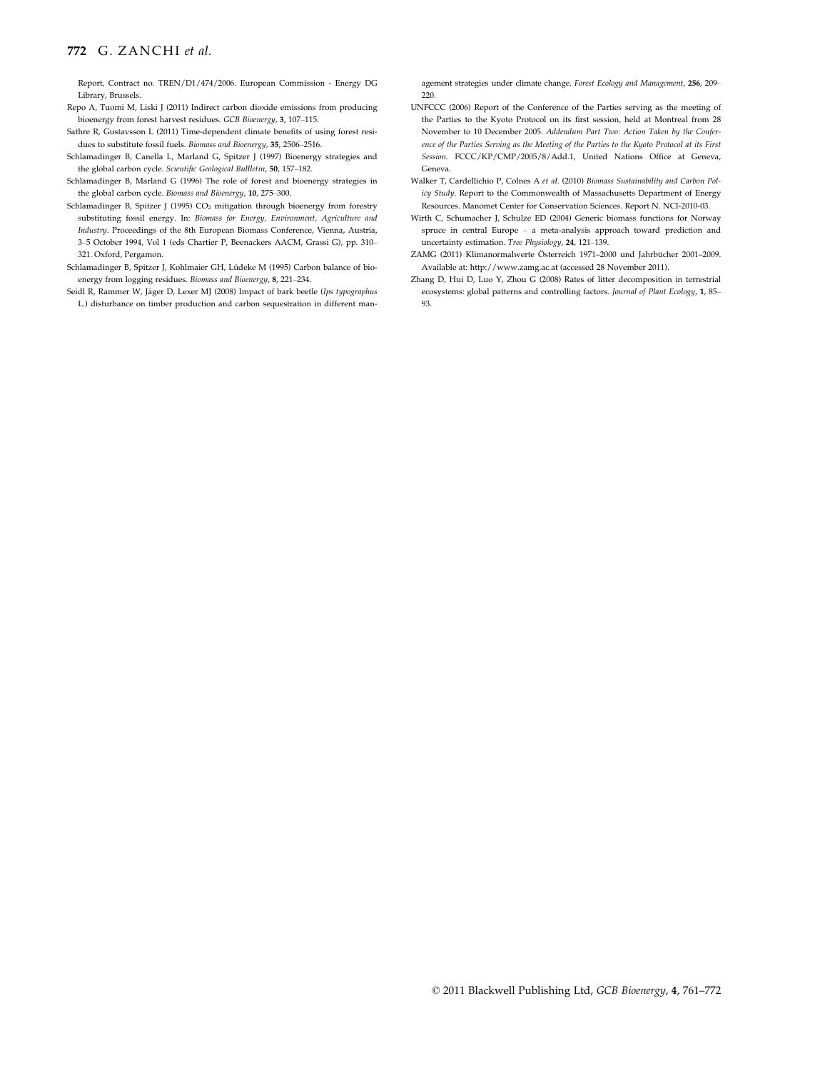Report, Contract no. TREN/D1/474/2006. European Commission - Energy DG Library, Brussels.

Repo A, Tuomi M, Liski J (2011) Indirect carbon dioxide emissions from producing bioenergy from forest harvest residues. *GCB Bioenergy*, **3**, 107–115.

Sathre R, Gustavsson L (2011) Time-dependent climate benefits of using forest residues to substitute fossil fuels. *Biomass and Bioenergy*, **35**, 2506–2516.

Schlamadinger B, Canella L, Marland G, Spitzer J (1997) Bioenergy strategies and the global carbon cycle. *Scientific Geological Bullletin*, **50**, 157–182.

Schlamadinger B, Marland G (1996) The role of forest and bioenergy strategies in the global carbon cycle. *Biomass and Bioenergy*, **10**, 275–300.

Schlamadinger B, Spitzer J (1995) $CO_2$ mitigation through bioenergy from forestry substituting fossil energy. In: *Biomass for Energy, Environment, Agriculture and Industry.* Proceedings of the 8th European Biomass Conference, Vienna, Austria, 3–5 October 1994, Vol 1 (eds Chartier P, Beenackers AACM, Grassi G), pp. 310–321. Oxford, Pergamon.

Schlamadinger B, Spitzer J, Kohlmaier GH, Lüdeke M (1995) Carbon balance of bioenergy from logging residues. *Biomass and Bioenergy*, **8**, 221–234.

Seidl R, Rammer W, Jäger D, Lexer MJ (2008) Impact of bark beetle (*Ips typographus* L.) disturbance on timber production and carbon sequestration in different management strategies under climate change. *Forest Ecology and Management*, **256**, 209–220.

UNFCCC (2006) Report of the Conference of the Parties serving as the meeting of the Parties to the Kyoto Protocol on its first session, held at Montreal from 28 November to 10 December 2005. *Addendum Part Two: Action Taken by the Conference of the Parties Serving as the Meeting of the Parties to the Kyoto Protocol at its First Session.* FCCC/KP/CMP/2005/8/Add.1, United Nations Office at Geneva, Geneva.

Walker T, Cardellichio P, Colnes A *et al.* (2010) *Biomass Sustainability and Carbon Policy Study.* Report to the Commonwealth of Massachusetts Department of Energy Resources. Manomet Center for Conservation Sciences. Report N. NCI-2010-03.

Wirth C, Schumacher J, Schulze ED (2004) Generic biomass functions for Norway spruce in central Europe – a meta-analysis approach toward prediction and uncertainty estimation. *Tree Physiology*, **24**, 121–139.

ZAMG (2011) Klimanormalwerte Österreich 1971–2000 und Jahrbücher 2001–2009. Available at: http://www.zamg.ac.at (accessed 28 November 2011).

Zhang D, Hui D, Luo Y, Zhou G (2008) Rates of litter decomposition in terrestrial ecosystems: global patterns and controlling factors. *Journal of Plant Ecology*, **1**, 85–93.